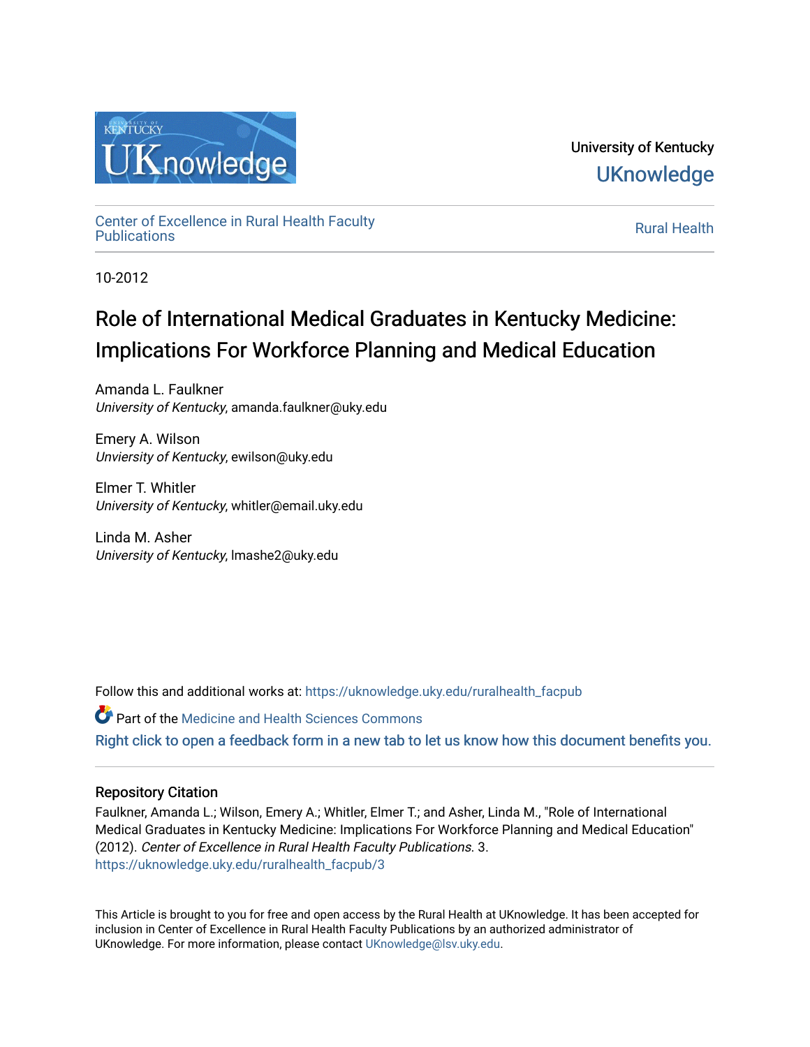University of Kentucky

UKnowledge

Center of Excellence in Rural Health Faculty Publications

Rural Health

10-2012

# Role of International Medical Graduates in Kentucky Medicine: Implications For Workforce Planning and Medical Education

Amanda L. Faulkner
*University of Kentucky*, amanda.faulkner@uky.edu

Emery A. Wilson
*Unviersity of Kentucky*, ewilson@uky.edu

Elmer T. Whitler
*University of Kentucky*, whitler@email.uky.edu

Linda M. Asher
*University of Kentucky*, lmashe2@uky.edu

Follow this and additional works at: https://uknowledge.uky.edu/ruralhealth_facpub

Part of the Medicine and Health Sciences Commons

Right click to open a feedback form in a new tab to let us know how this document benefits you.

## Repository Citation

Faulkner, Amanda L.; Wilson, Emery A.; Whitler, Elmer T.; and Asher, Linda M., "Role of International Medical Graduates in Kentucky Medicine: Implications For Workforce Planning and Medical Education" (2012). *Center of Excellence in Rural Health Faculty Publications*. 3.
https://uknowledge.uky.edu/ruralhealth_facpub/3

This Article is brought to you for free and open access by the Rural Health at UKnowledge. It has been accepted for inclusion in Center of Excellence in Rural Health Faculty Publications by an authorized administrator of UKnowledge. For more information, please contact UKnowledge@lsv.uky.edu.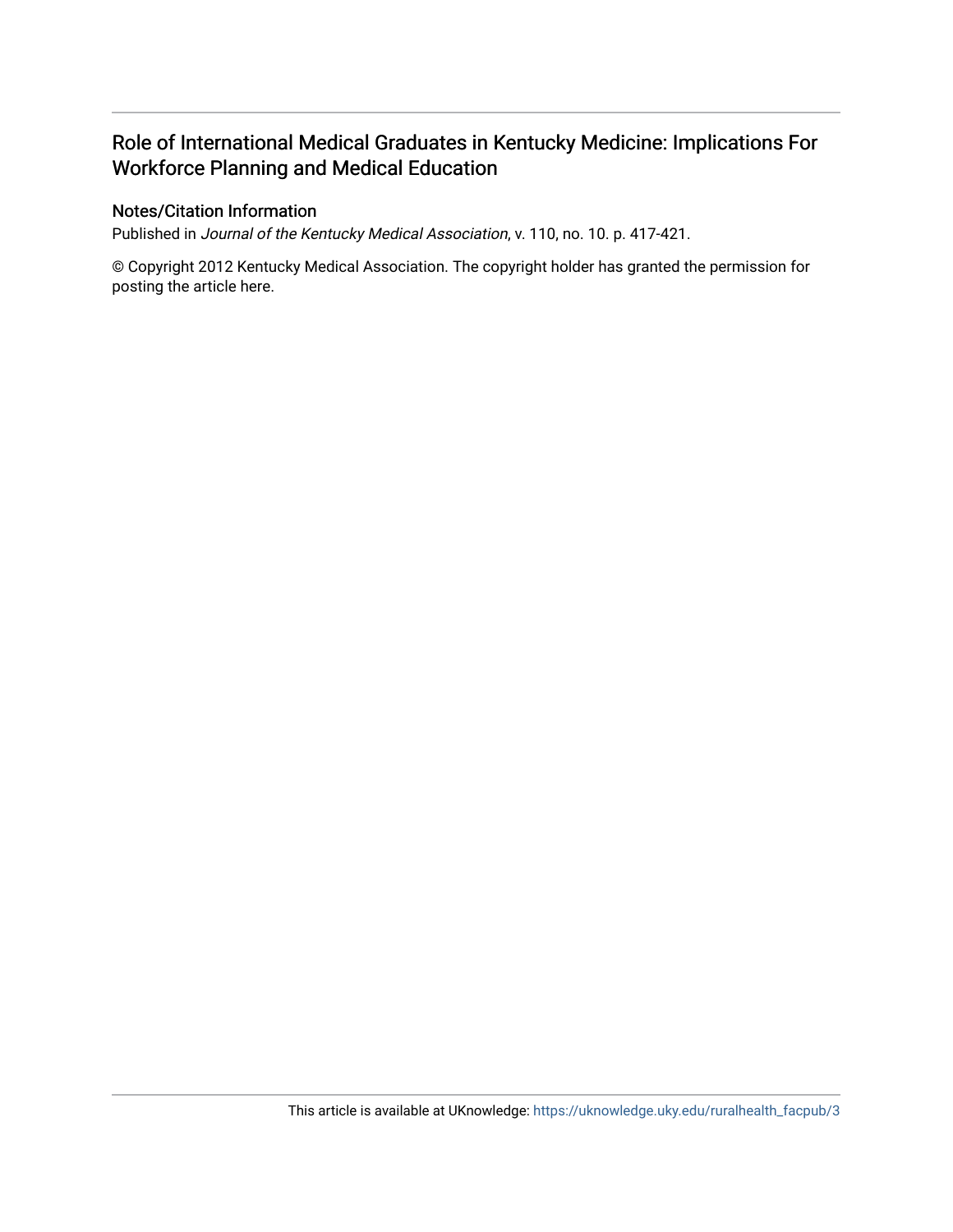# Role of International Medical Graduates in Kentucky Medicine: Implications For Workforce Planning and Medical Education

## Notes/Citation Information

Published in *Journal of the Kentucky Medical Association*, v. 110, no. 10. p. 417-421.

© Copyright 2012 Kentucky Medical Association. The copyright holder has granted the permission for posting the article here.

This article is available at UKnowledge: https://uknowledge.uky.edu/ruralhealth_facpub/3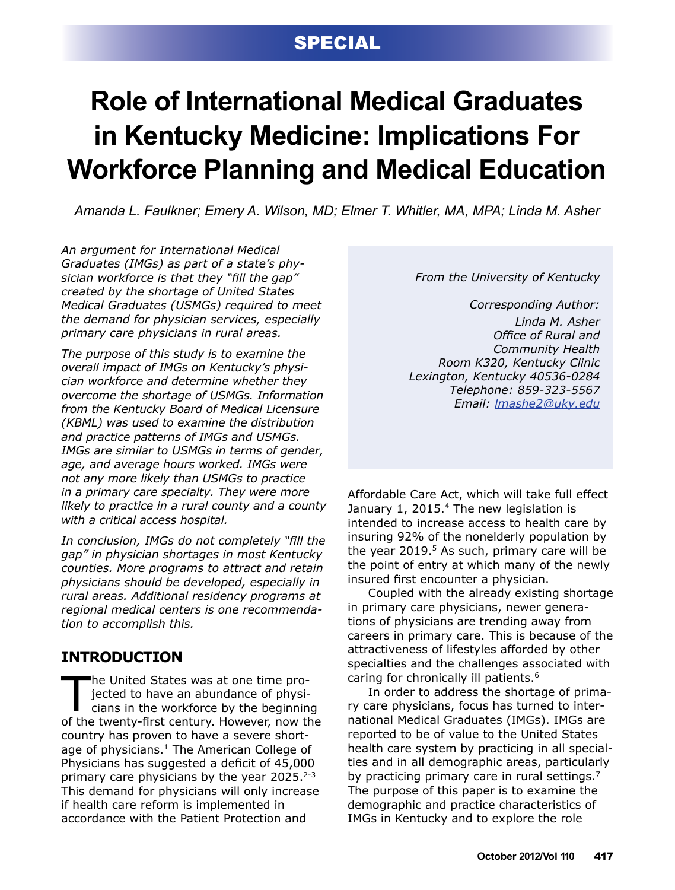SPECIAL

# Role of International Medical Graduates in Kentucky Medicine: Implications For Workforce Planning and Medical Education

*Amanda L. Faulkner; Emery A. Wilson, MD; Elmer T. Whitler, MA, MPA; Linda M. Asher*

*An argument for International Medical Graduates (IMGs) as part of a state's physician workforce is that they "fill the gap" created by the shortage of United States Medical Graduates (USMGs) required to meet the demand for physician services, especially primary care physicians in rural areas.*

*The purpose of this study is to examine the overall impact of IMGs on Kentucky's physician workforce and determine whether they overcome the shortage of USMGs. Information from the Kentucky Board of Medical Licensure (KBML) was used to examine the distribution and practice patterns of IMGs and USMGs. IMGs are similar to USMGs in terms of gender, age, and average hours worked. IMGs were not any more likely than USMGs to practice in a primary care specialty. They were more likely to practice in a rural county and a county with a critical access hospital.*

*In conclusion, IMGs do not completely "fill the gap" in physician shortages in most Kentucky counties. More programs to attract and retain physicians should be developed, especially in rural areas. Additional residency programs at regional medical centers is one recommendation to accomplish this.*

*From the University of Kentucky*

*Corresponding Author:*
*Linda M. Asher*
*Office of Rural and Community Health*
*Room K320, Kentucky Clinic*
*Lexington, Kentucky 40536-0284*
*Telephone: 859-323-5567*
*Email: lmashe2@uky.edu*

## INTRODUCTION

The United States was at one time projected to have an abundance of physicians in the workforce by the beginning of the twenty-first century. However, now the country has proven to have a severe shortage of physicians.[1] The American College of Physicians has suggested a deficit of 45,000 primary care physicians by the year 2025.[2-3] This demand for physicians will only increase if health care reform is implemented in accordance with the Patient Protection and Affordable Care Act, which will take full effect January 1, 2015.[4] The new legislation is intended to increase access to health care by insuring 92% of the nonelderly population by the year 2019.[5] As such, primary care will be the point of entry at which many of the newly insured first encounter a physician.

Coupled with the already existing shortage in primary care physicians, newer generations of physicians are trending away from careers in primary care. This is because of the attractiveness of lifestyles afforded by other specialties and the challenges associated with caring for chronically ill patients.[6]

In order to address the shortage of primary care physicians, focus has turned to international Medical Graduates (IMGs). IMGs are reported to be of value to the United States health care system by practicing in all specialties and in all demographic areas, particularly by practicing primary care in rural settings.[7] The purpose of this paper is to examine the demographic and practice characteristics of IMGs in Kentucky and to explore the role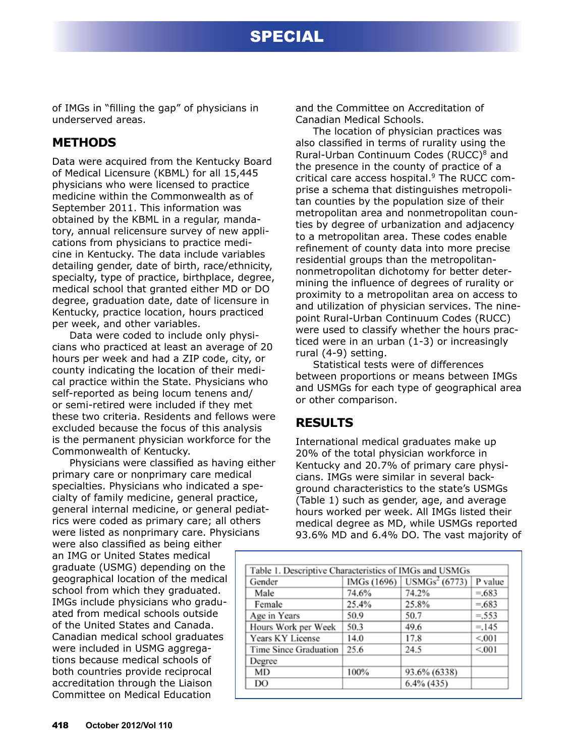of IMGs in "filling the gap" of physicians in underserved areas.

## METHODS

Data were acquired from the Kentucky Board of Medical Licensure (KBML) for all 15,445 physicians who were licensed to practice medicine within the Commonwealth as of September 2011. This information was obtained by the KBML in a regular, mandatory, annual relicensure survey of new applications from physicians to practice medicine in Kentucky. The data include variables detailing gender, date of birth, race/ethnicity, specialty, type of practice, birthplace, degree, medical school that granted either MD or DO degree, graduation date, date of licensure in Kentucky, practice location, hours practiced per week, and other variables.

Data were coded to include only physicians who practiced at least an average of 20 hours per week and had a ZIP code, city, or county indicating the location of their medical practice within the State. Physicians who self-reported as being locum tenens and/or semi-retired were included if they met these two criteria. Residents and fellows were excluded because the focus of this analysis is the permanent physician workforce for the Commonwealth of Kentucky.

Physicians were classified as having either primary care or nonprimary care medical specialties. Physicians who indicated a specialty of family medicine, general practice, general internal medicine, or general pediatrics were coded as primary care; all others were listed as nonprimary care. Physicians were also classified as being either an IMG or United States medical graduate (USMG) depending on the geographical location of the medical school from which they graduated. IMGs include physicians who graduated from medical schools outside of the United States and Canada. Canadian medical school graduates were included in USMG aggregations because medical schools of both countries provide reciprocal accreditation through the Liaison Committee on Medical Education and the Committee on Accreditation of Canadian Medical Schools.

The location of physician practices was also classified in terms of rurality using the Rural-Urban Continuum Codes (RUCC)[8] and the presence in the county of practice of a critical care access hospital.[9] The RUCC comprise a schema that distinguishes metropolitan counties by the population size of their metropolitan area and nonmetropolitan counties by degree of urbanization and adjacency to a metropolitan area. These codes enable refinement of county data into more precise residential groups than the metropolitan-nonmetropolitan dichotomy for better determining the influence of degrees of rurality or proximity to a metropolitan area on access to and utilization of physician services. The nine-point Rural-Urban Continuum Codes (RUCC) were used to classify whether the hours practiced were in an urban (1-3) or increasingly rural (4-9) setting.

Statistical tests were of differences between proportions or means between IMGs and USMGs for each type of geographical area or other comparison.

## RESULTS

International medical graduates make up 20% of the total physician workforce in Kentucky and 20.7% of primary care physicians. IMGs were similar in several background characteristics to the state's USMGs (Table 1) such as gender, age, and average hours worked per week. All IMGs listed their medical degree as MD, while USMGs reported 93.6% MD and 6.4% DO. The vast majority of

Table 1. Descriptive Characteristics of IMGs and USMGs

| Gender | IMGs (1696) | USMGs[2] (6773) | P value |
|---|---|---|---|
| Male | 74.6% | 74.2% | =.683 |
| Female | 25.4% | 25.8% | =.683 |
| Age in Years | 50.9 | 50.7 | =.553 |
| Hours Work per Week | 50.3 | 49.6 | =.145 |
| Years KY License | 14.0 | 17.8 | <.001 |
| Time Since Graduation | 25.6 | 24.5 | <.001 |
| Degree | | | |
| MD | 100% | 93.6% (6338) | |
| DO | | 6.4% (435) | |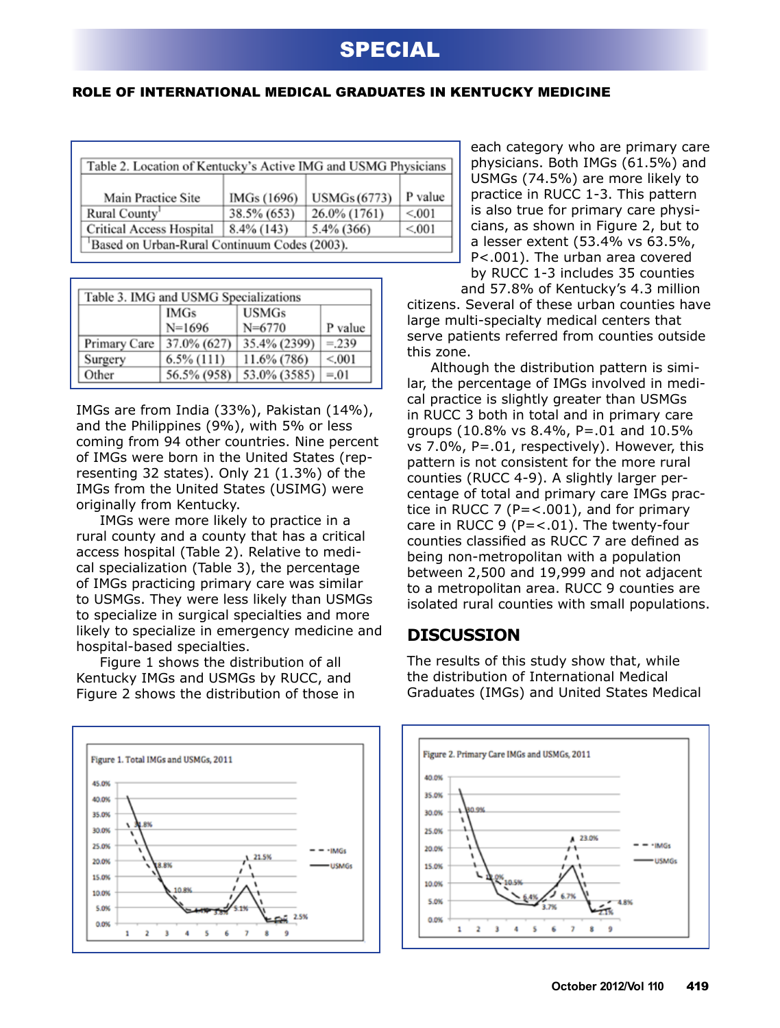## ROLE OF INTERNATIONAL MEDICAL GRADUATES IN KENTUCKY MEDICINE

Table 2. Location of Kentucky's Active IMG and USMG Physicians

| Main Practice Site | IMGs (1696) | USMGs (6773) | P value |
|---|---|---|---|
| Rural County[1] | 38.5% (653) | 26.0% (1761) | <.001 |
| Critical Access Hospital | 8.4% (143) | 5.4% (366) | <.001 |

[1]Based on Urban-Rural Continuum Codes (2003).

Table 3. IMG and USMG Specializations

| | IMGs N=1696 | USMGs N=6770 | P value |
|---|---|---|---|
| Primary Care | 37.0% (627) | 35.4% (2399) | =.239 |
| Surgery | 6.5% (111) | 11.6% (786) | <.001 |
| Other | 56.5% (958) | 53.0% (3585) | =.01 |

IMGs are from India (33%), Pakistan (14%), and the Philippines (9%), with 5% or less coming from 94 other countries. Nine percent of IMGs were born in the United States (representing 32 states). Only 21 (1.3%) of the IMGs from the United States (USIMG) were originally from Kentucky.

IMGs were more likely to practice in a rural county and a county that has a critical access hospital (Table 2). Relative to medical specialization (Table 3), the percentage of IMGs practicing primary care was similar to USMGs. They were less likely than USMGs to specialize in surgical specialties and more likely to specialize in emergency medicine and hospital-based specialties.

Figure 1 shows the distribution of all Kentucky IMGs and USMGs by RUCC, and Figure 2 shows the distribution of those in each category who are primary care physicians. Both IMGs (61.5%) and USMGs (74.5%) are more likely to practice in RUCC 1-3. This pattern is also true for primary care physicians, as shown in Figure 2, but to a lesser extent (53.4% vs 63.5%, P<.001). The urban area covered by RUCC 1-3 includes 35 counties and 57.8% of Kentucky's 4.3 million citizens. Several of these urban counties have large multi-specialty medical centers that serve patients referred from counties outside this zone.

Although the distribution pattern is similar, the percentage of IMGs involved in medical practice is slightly greater than USMGs in RUCC 3 both in total and in primary care groups (10.8% vs 8.4%, P=.01 and 10.5% vs 7.0%, P=.01, respectively). However, this pattern is not consistent for the more rural counties (RUCC 4-9). A slightly larger percentage of total and primary care IMGs practice in RUCC 7 (P=<.001), and for primary care in RUCC 9 (P=<.01). The twenty-four counties classified as RUCC 7 are defined as being non-metropolitan with a population between 2,500 and 19,999 and not adjacent to a metropolitan area. RUCC 9 counties are isolated rural counties with small populations.

## DISCUSSION

The results of this study show that, while the distribution of International Medical Graduates (IMGs) and United States Medical

Figure 1. Total IMGs and USMGs, 2011

Figure 2. Primary Care IMGs and USMGs, 2011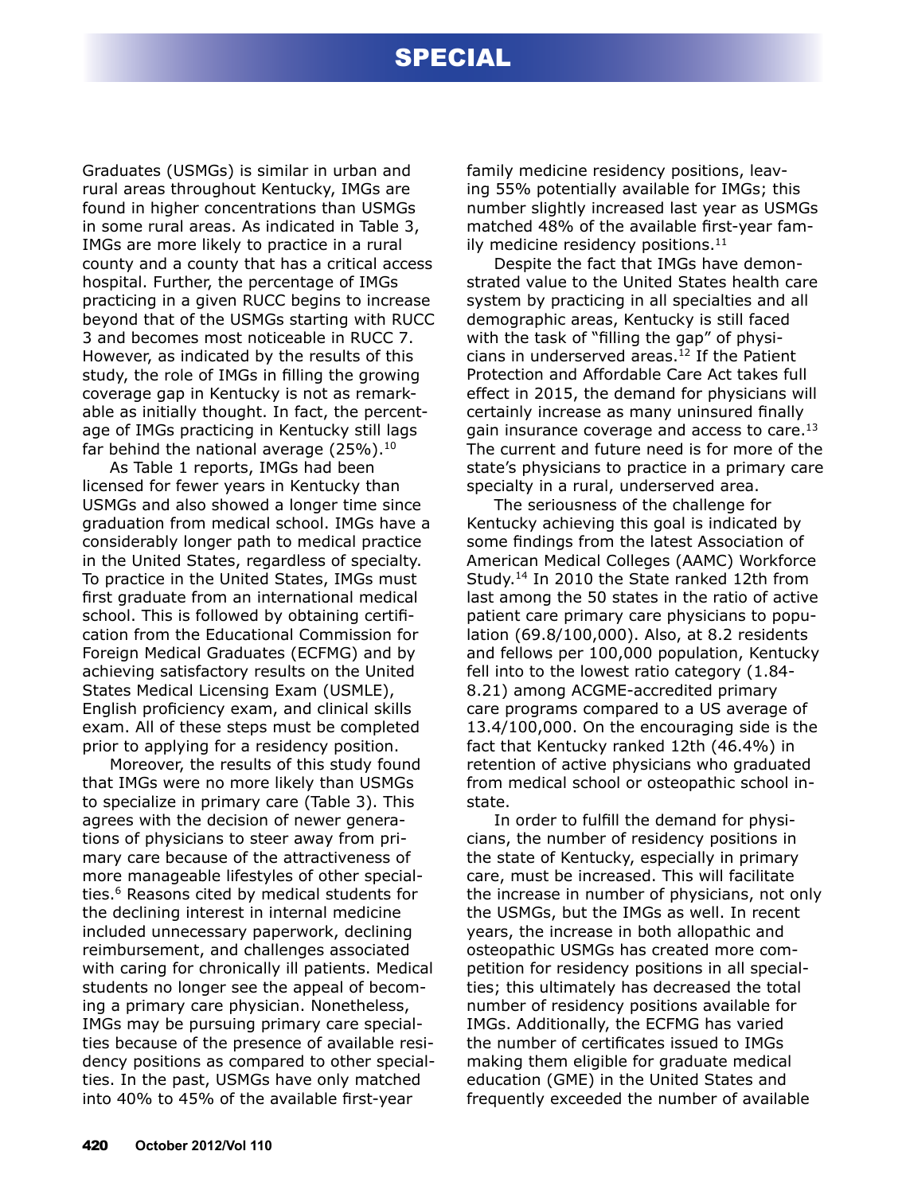Graduates (USMGs) is similar in urban and rural areas throughout Kentucky, IMGs are found in higher concentrations than USMGs in some rural areas. As indicated in Table 3, IMGs are more likely to practice in a rural county and a county that has a critical access hospital. Further, the percentage of IMGs practicing in a given RUCC begins to increase beyond that of the USMGs starting with RUCC 3 and becomes most noticeable in RUCC 7. However, as indicated by the results of this study, the role of IMGs in filling the growing coverage gap in Kentucky is not as remarkable as initially thought. In fact, the percentage of IMGs practicing in Kentucky still lags far behind the national average (25%).[10]

As Table 1 reports, IMGs had been licensed for fewer years in Kentucky than USMGs and also showed a longer time since graduation from medical school. IMGs have a considerably longer path to medical practice in the United States, regardless of specialty. To practice in the United States, IMGs must first graduate from an international medical school. This is followed by obtaining certification from the Educational Commission for Foreign Medical Graduates (ECFMG) and by achieving satisfactory results on the United States Medical Licensing Exam (USMLE), English proficiency exam, and clinical skills exam. All of these steps must be completed prior to applying for a residency position.

Moreover, the results of this study found that IMGs were no more likely than USMGs to specialize in primary care (Table 3). This agrees with the decision of newer generations of physicians to steer away from primary care because of the attractiveness of more manageable lifestyles of other specialties.[6] Reasons cited by medical students for the declining interest in internal medicine included unnecessary paperwork, declining reimbursement, and challenges associated with caring for chronically ill patients. Medical students no longer see the appeal of becoming a primary care physician. Nonetheless, IMGs may be pursuing primary care specialties because of the presence of available residency positions as compared to other specialties. In the past, USMGs have only matched into 40% to 45% of the available first-year family medicine residency positions, leaving 55% potentially available for IMGs; this number slightly increased last year as USMGs matched 48% of the available first-year family medicine residency positions.[11]

Despite the fact that IMGs have demonstrated value to the United States health care system by practicing in all specialties and all demographic areas, Kentucky is still faced with the task of "filling the gap" of physicians in underserved areas.[12] If the Patient Protection and Affordable Care Act takes full effect in 2015, the demand for physicians will certainly increase as many uninsured finally gain insurance coverage and access to care.[13] The current and future need is for more of the state's physicians to practice in a primary care specialty in a rural, underserved area.

The seriousness of the challenge for Kentucky achieving this goal is indicated by some findings from the latest Association of American Medical Colleges (AAMC) Workforce Study.[14] In 2010 the State ranked 12th from last among the 50 states in the ratio of active patient care primary care physicians to population (69.8/100,000). Also, at 8.2 residents and fellows per 100,000 population, Kentucky fell into to the lowest ratio category (1.84-8.21) among ACGME-accredited primary care programs compared to a US average of 13.4/100,000. On the encouraging side is the fact that Kentucky ranked 12th (46.4%) in retention of active physicians who graduated from medical school or osteopathic school in-state.

In order to fulfill the demand for physicians, the number of residency positions in the state of Kentucky, especially in primary care, must be increased. This will facilitate the increase in number of physicians, not only the USMGs, but the IMGs as well. In recent years, the increase in both allopathic and osteopathic USMGs has created more competition for residency positions in all specialties; this ultimately has decreased the total number of residency positions available for IMGs. Additionally, the ECFMG has varied the number of certificates issued to IMGs making them eligible for graduate medical education (GME) in the United States and frequently exceeded the number of available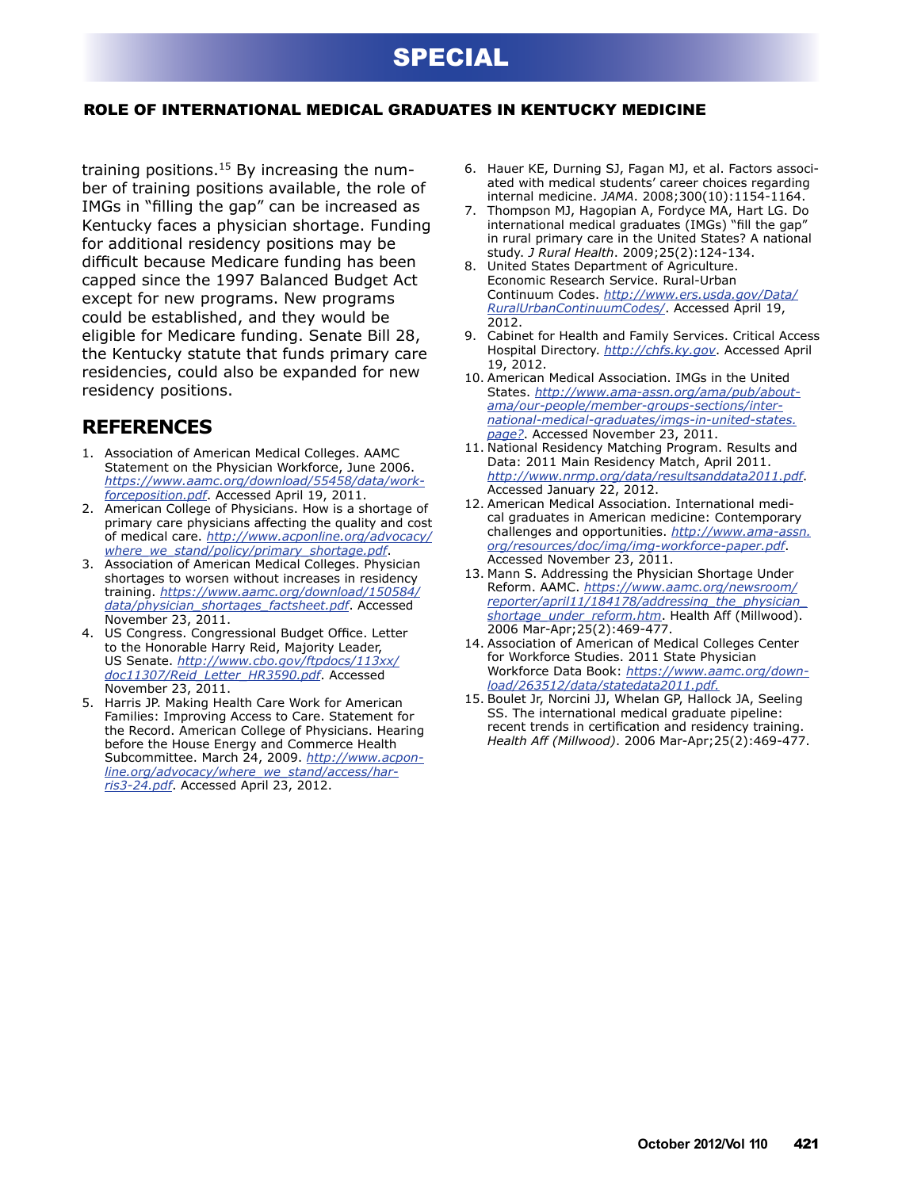training positions.[15] By increasing the number of training positions available, the role of IMGs in "filling the gap" can be increased as Kentucky faces a physician shortage. Funding for additional residency positions may be difficult because Medicare funding has been capped since the 1997 Balanced Budget Act except for new programs. New programs could be established, and they would be eligible for Medicare funding. Senate Bill 28, the Kentucky statute that funds primary care residencies, could also be expanded for new residency positions.

## REFERENCES

1. Association of American Medical Colleges. AAMC Statement on the Physician Workforce, June 2006. https://www.aamc.org/download/55458/data/workforceposition.pdf. Accessed April 19, 2011.
2. American College of Physicians. How is a shortage of primary care physicians affecting the quality and cost of medical care. http://www.acponline.org/advocacy/where_we_stand/policy/primary_shortage.pdf.
3. Association of American Medical Colleges. Physician shortages to worsen without increases in residency training. https://www.aamc.org/download/150584/data/physician_shortages_factsheet.pdf. Accessed November 23, 2011.
4. US Congress. Congressional Budget Office. Letter to the Honorable Harry Reid, Majority Leader, US Senate. http://www.cbo.gov/ftpdocs/113xx/doc11307/Reid_Letter_HR3590.pdf. Accessed November 23, 2011.
5. Harris JP. Making Health Care Work for American Families: Improving Access to Care. Statement for the Record. American College of Physicians. Hearing before the House Energy and Commerce Health Subcommittee. March 24, 2009. http://www.acponline.org/advocacy/where_we_stand/access/harris3-24.pdf. Accessed April 23, 2012.
6. Hauer KE, Durning SJ, Fagan MJ, et al. Factors associated with medical students' career choices regarding internal medicine. *JAMA*. 2008;300(10):1154-1164.
7. Thompson MJ, Hagopian A, Fordyce MA, Hart LG. Do international medical graduates (IMGs) "fill the gap" in rural primary care in the United States? A national study. *J Rural Health*. 2009;25(2):124-134.
8. United States Department of Agriculture. Economic Research Service. Rural-Urban Continuum Codes. http://www.ers.usda.gov/Data/RuralUrbanContinuumCodes/. Accessed April 19, 2012.
9. Cabinet for Health and Family Services. Critical Access Hospital Directory. http://chfs.ky.gov. Accessed April 19, 2012.
10. American Medical Association. IMGs in the United States. http://www.ama-assn.org/ama/pub/about-ama/our-people/member-groups-sections/international-medical-graduates/imgs-in-united-states.page?. Accessed November 23, 2011.
11. National Residency Matching Program. Results and Data: 2011 Main Residency Match, April 2011. http://www.nrmp.org/data/resultsanddata2011.pdf. Accessed January 22, 2012.
12. American Medical Association. International medical graduates in American medicine: Contemporary challenges and opportunities. http://www.ama-assn.org/resources/doc/img/img-workforce-paper.pdf. Accessed November 23, 2011.
13. Mann S. Addressing the Physician Shortage Under Reform. AAMC. https://www.aamc.org/newsroom/reporter/april11/184178/addressing_the_physician_shortage_under_reform.htm. Health Aff (Millwood). 2006 Mar-Apr;25(2):469-477.
14. Association of American of Medical Colleges Center for Workforce Studies. 2011 State Physician Workforce Data Book: https://www.aamc.org/download/263512/data/statedata2011.pdf.
15. Boulet Jr, Norcini JJ, Whelan GP, Hallock JA, Seeling SS. The international medical graduate pipeline: recent trends in certification and residency training. *Health Aff (Millwood)*. 2006 Mar-Apr;25(2):469-477.